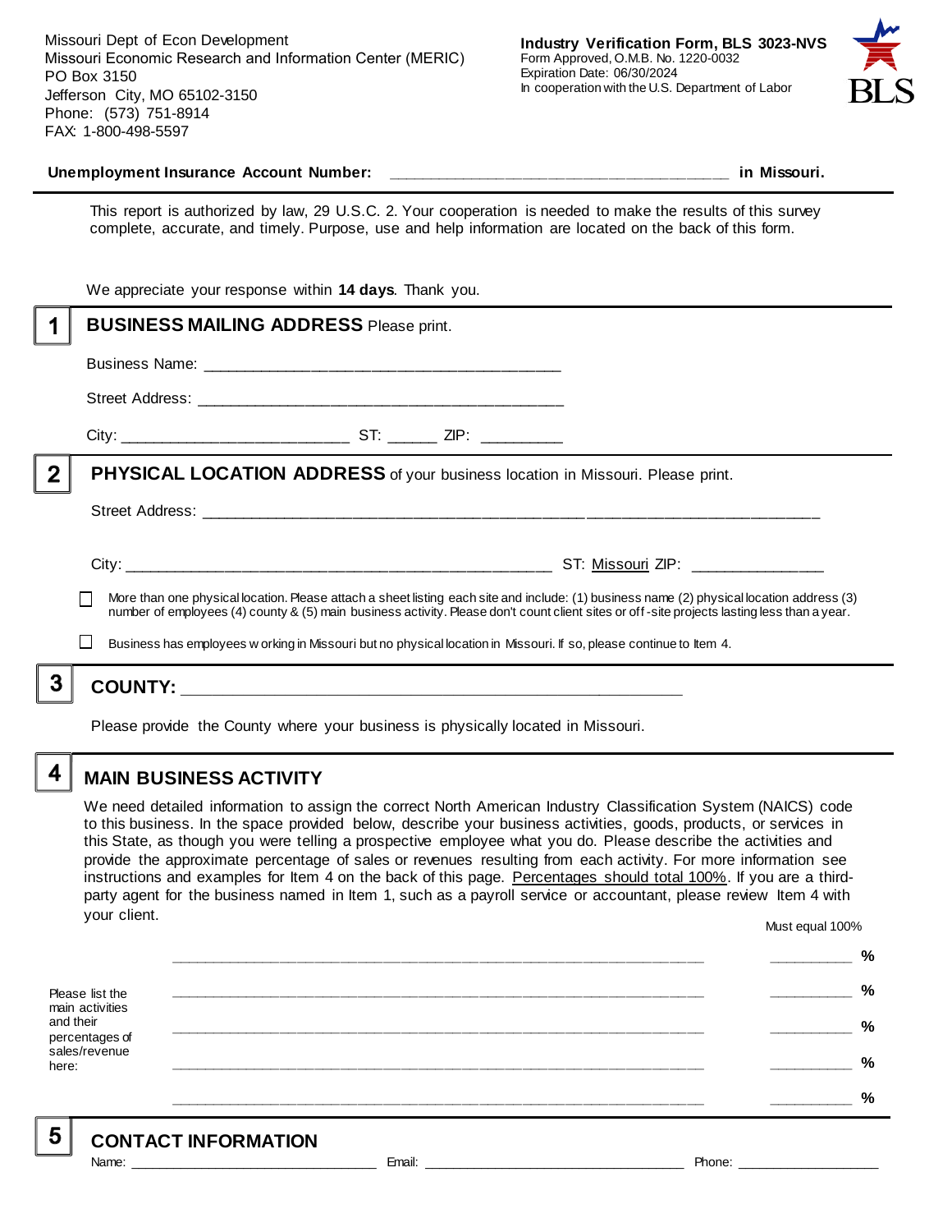Missouri Dept of Econ Development
Missouri Economic Research and Information Center (MERIC)
PO Box 3150
Jefferson City, MO 65102-3150
Phone: (573) 751-8914
FAX: 1-800-498-5597

**Industry Verification Form, BLS 3023-NVS**
Form Approved, O.M.B. No. 1220-0032
Expiration Date: 06/30/2024
In cooperation with the U.S. Department of Labor

BLS

**Unemployment Insurance Account Number:** ______________________________________ **in Missouri.**

This report is authorized by law, 29 U.S.C. 2. Your cooperation is needed to make the results of this survey complete, accurate, and timely. Purpose, use and help information are located on the back of this form.

We appreciate your response within **14 days**. Thank you.

## 1 BUSINESS MAILING ADDRESS Please print.

Business Name: ________________________________________

Street Address: ________________________________________

City: _________________________ ST: ______ ZIP: _________

## 2 PHYSICAL LOCATION ADDRESS of your business location in Missouri. Please print.

Street Address: ____________________________________________________________________

City: ______________________________________________ ST: Missouri ZIP: _______________

☐ More than one physical location. Please attach a sheet listing each site and include: (1) business name (2) physical location address (3) number of employees (4) county & (5) main business activity. Please don't count client sites or off-site projects lasting less than a year.

☐ Business has employees working in Missouri but no physical location in Missouri. If so, please continue to Item 4.

## 3 COUNTY: ________________________________________________

Please provide the County where your business is physically located in Missouri.

## 4 MAIN BUSINESS ACTIVITY

We need detailed information to assign the correct North American Industry Classification System (NAICS) code to this business. In the space provided below, describe your business activities, goods, products, or services in this State, as though you were telling a prospective employee what you do. Please describe the activities and provide the approximate percentage of sales or revenues resulting from each activity. For more information see instructions and examples for Item 4 on the back of this page. Percentages should total 100%. If you are a third-party agent for the business named in Item 1, such as a payroll service or accountant, please review Item 4 with your client.

Must equal 100%

Please list the main activities and their percentages of sales/revenue here:

____________________________________________________________ __________ %

____________________________________________________________ __________ %

____________________________________________________________ __________ %

____________________________________________________________ __________ %

____________________________________________________________ __________ %

## 5 CONTACT INFORMATION

Name: ______________________________ Email: ________________________________ Phone: __________________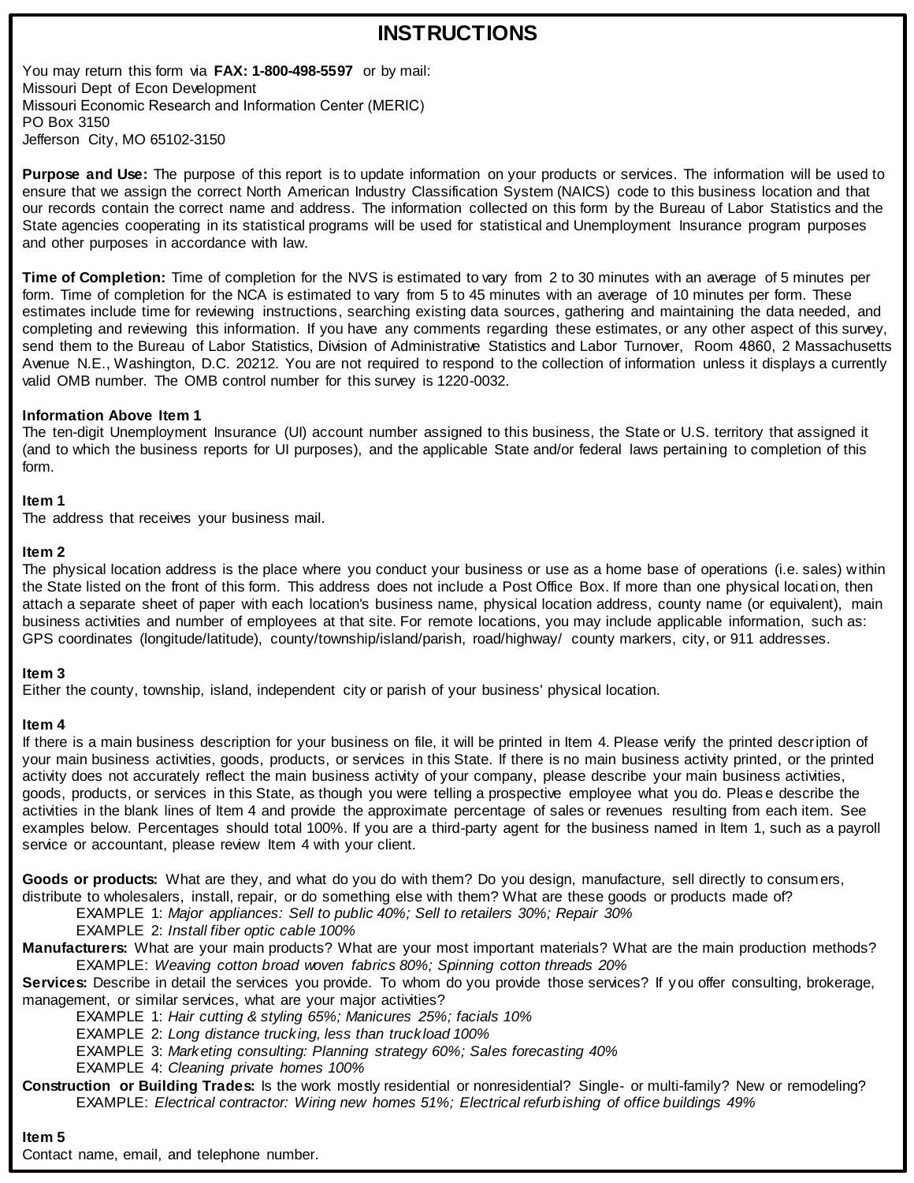# INSTRUCTIONS

You may return this form via **FAX: 1-800-498-5597** or by mail:
Missouri Dept of Econ Development
Missouri Economic Research and Information Center (MERIC)
PO Box 3150
Jefferson City, MO 65102-3150

**Purpose and Use:** The purpose of this report is to update information on your products or services. The information will be used to ensure that we assign the correct North American Industry Classification System (NAICS) code to this business location and that our records contain the correct name and address. The information collected on this form by the Bureau of Labor Statistics and the State agencies cooperating in its statistical programs will be used for statistical and Unemployment Insurance program purposes and other purposes in accordance with law.

**Time of Completion:** Time of completion for the NVS is estimated to vary from 2 to 30 minutes with an average of 5 minutes per form. Time of completion for the NCA is estimated to vary from 5 to 45 minutes with an average of 10 minutes per form. These estimates include time for reviewing instructions, searching existing data sources, gathering and maintaining the data needed, and completing and reviewing this information. If you have any comments regarding these estimates, or any other aspect of this survey, send them to the Bureau of Labor Statistics, Division of Administrative Statistics and Labor Turnover, Room 4860, 2 Massachusetts Avenue N.E., Washington, D.C. 20212. You are not required to respond to the collection of information unless it displays a currently valid OMB number. The OMB control number for this survey is 1220-0032.

**Information Above Item 1**
The ten-digit Unemployment Insurance (UI) account number assigned to this business, the State or U.S. territory that assigned it (and to which the business reports for UI purposes), and the applicable State and/or federal laws pertaining to completion of this form.

**Item 1**
The address that receives your business mail.

**Item 2**
The physical location address is the place where you conduct your business or use as a home base of operations (i.e. sales) within the State listed on the front of this form. This address does not include a Post Office Box. If more than one physical location, then attach a separate sheet of paper with each location's business name, physical location address, county name (or equivalent), main business activities and number of employees at that site. For remote locations, you may include applicable information, such as: GPS coordinates (longitude/latitude), county/township/island/parish, road/highway/ county markers, city, or 911 addresses.

**Item 3**
Either the county, township, island, independent city or parish of your business' physical location.

**Item 4**
If there is a main business description for your business on file, it will be printed in Item 4. Please verify the printed description of your main business activities, goods, products, or services in this State. If there is no main business activity printed, or the printed activity does not accurately reflect the main business activity of your company, please describe your main business activities, goods, products, or services in this State, as though you were telling a prospective employee what you do. Please describe the activities in the blank lines of Item 4 and provide the approximate percentage of sales or revenues resulting from each item. See examples below. Percentages should total 100%. If you are a third-party agent for the business named in Item 1, such as a payroll service or accountant, please review Item 4 with your client.

**Goods or products:** What are they, and what do you do with them? Do you design, manufacture, sell directly to consumers, distribute to wholesalers, install, repair, or do something else with them? What are these goods or products made of?

EXAMPLE 1: *Major appliances: Sell to public 40%; Sell to retailers 30%; Repair 30%*
EXAMPLE 2: *Install fiber optic cable 100%*

**Manufacturers:** What are your main products? What are your most important materials? What are the main production methods?

EXAMPLE: *Weaving cotton broad woven fabrics 80%; Spinning cotton threads 20%*

**Services:** Describe in detail the services you provide. To whom do you provide those services? If you offer consulting, brokerage, management, or similar services, what are your major activities?

EXAMPLE 1: *Hair cutting & styling 65%; Manicures 25%; facials 10%*
EXAMPLE 2: *Long distance trucking, less than truckload 100%*
EXAMPLE 3: *Marketing consulting: Planning strategy 60%; Sales forecasting 40%*
EXAMPLE 4: *Cleaning private homes 100%*

**Construction or Building Trades:** Is the work mostly residential or nonresidential? Single- or multi-family? New or remodeling?

EXAMPLE: *Electrical contractor: Wiring new homes 51%; Electrical refurbishing of office buildings 49%*

**Item 5**
Contact name, email, and telephone number.